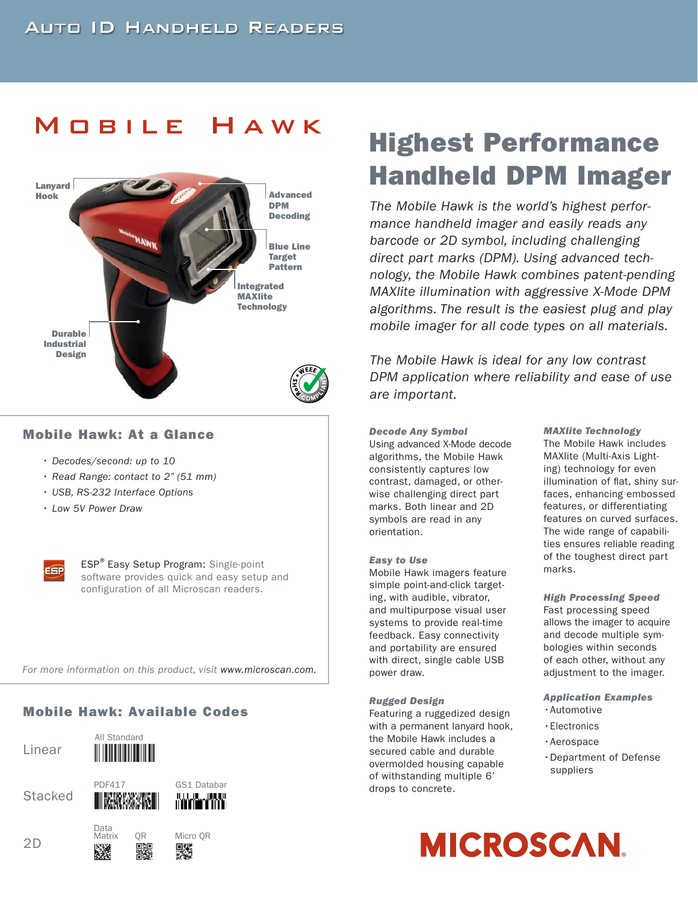# Mobile Hawk

Lanyard Hook

Advanced DPM Decoding

Blue Line Target Pattern

Integrated MAXlite Technology

Durable Industrial Design

# Highest Performance Handheld DPM Imager

*The Mobile Hawk is the world's highest performance handheld imager and easily reads any barcode or 2D symbol, including challenging direct part marks (DPM). Using advanced technology, the Mobile Hawk combines patent-pending MAXlite illumination with aggressive X-Mode DPM algorithms. The result is the easiest plug and play mobile imager for all code types on all materials.*

*The Mobile Hawk is ideal for any low contrast DPM application where reliability and ease of use are important.*

## Mobile Hawk: At a Glance

- *Decodes/second: up to 10*
- *Read Range: contact to 2" (51 mm)*
- *USB, RS-232 Interface Options*
- *Low 5V Power Draw*

ESP® Easy Setup Program: Single-point software provides quick and easy setup and configuration of all Microscan readers.

*For more information on this product, visit* www.microscan.com.

## Mobile Hawk: Available Codes

| | | |
|---|---|---|
| Linear | All Standard | |
| Stacked | PDF417 | GS1 Databar |
| 2D | Data Matrix, QR | Micro QR |

***Decode Any Symbol***

Using advanced X-Mode decode algorithms, the Mobile Hawk consistently captures low contrast, damaged, or otherwise challenging direct part marks. Both linear and 2D symbols are read in any orientation.

***Easy to Use***

Mobile Hawk imagers feature simple point-and-click targeting, with audible, vibrator, and multipurpose visual user systems to provide real-time feedback. Easy connectivity and portability are ensured with direct, single cable USB power draw.

***Rugged Design***

Featuring a ruggedized design with a permanent lanyard hook, the Mobile Hawk includes a secured cable and durable overmolded housing capable of withstanding multiple 6' drops to concrete.

***MAXlite Technology***

The Mobile Hawk includes MAXlite (Multi-Axis Lighting) technology for even illumination of flat, shiny surfaces, enhancing embossed features, or differentiating features on curved surfaces. The wide range of capabilities ensures reliable reading of the toughest direct part marks.

***High Processing Speed***

Fast processing speed allows the imager to acquire and decode multiple symbologies within seconds of each other, without any adjustment to the imager.

***Application Examples***

- Automotive
- Electronics
- Aerospace
- Department of Defense suppliers

MICROSCAN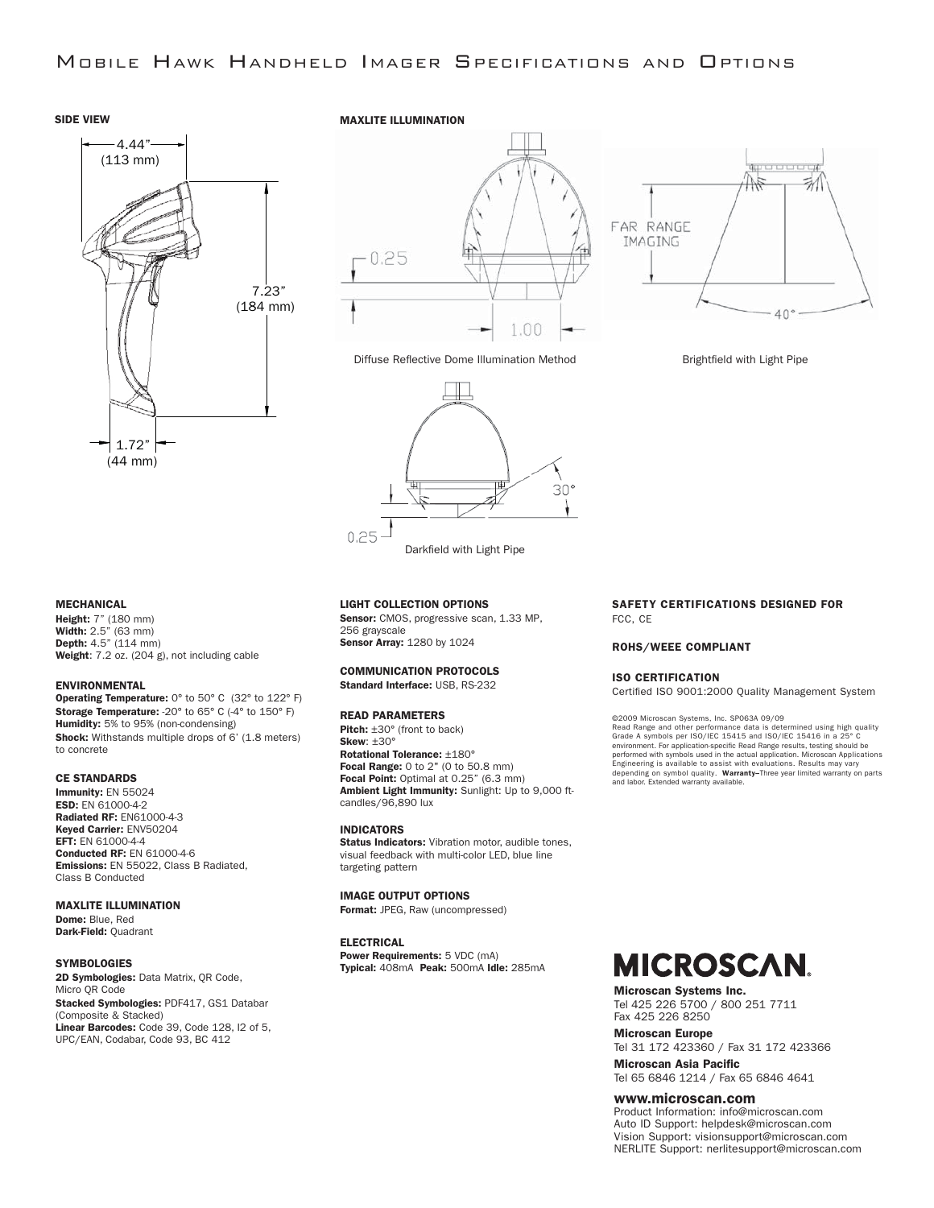# Mobile Hawk Handheld Imager Specifications and Options

**SIDE VIEW**

4.44"
(113 mm)

7.23"
(184 mm)

1.72"
(44 mm)

**MAXLITE ILLUMINATION**

0.25

1.00

Diffuse Reflective Dome Illumination Method

FAR RANGE
IMAGING

40°

Brightfield with Light Pipe

30°

0.25

Darkfield with Light Pipe

### MECHANICAL

**Height:** 7" (180 mm)
**Width:** 2.5" (63 mm)
**Depth:** 4.5" (114 mm)
**Weight**: 7.2 oz. (204 g), not including cable

### ENVIRONMENTAL

**Operating Temperature:** 0° to 50° C (32° to 122° F)
**Storage Temperature:** -20° to 65° C (-4° to 150° F)
**Humidity:** 5% to 95% (non-condensing)
**Shock:** Withstands multiple drops of 6' (1.8 meters) to concrete

### CE STANDARDS

**Immunity:** EN 55024
**ESD:** EN 61000-4-2
**Radiated RF:** EN61000-4-3
**Keyed Carrier:** ENV50204
**EFT:** EN 61000-4-4
**Conducted RF:** EN 61000-4-6
**Emissions:** EN 55022, Class B Radiated, Class B Conducted

### MAXLITE ILLUMINATION

**Dome:** Blue, Red
**Dark-Field:** Quadrant

### SYMBOLOGIES

**2D Symbologies:** Data Matrix, QR Code, Micro QR Code
**Stacked Symbologies:** PDF417, GS1 Databar (Composite & Stacked)
**Linear Barcodes:** Code 39, Code 128, I2 of 5, UPC/EAN, Codabar, Code 93, BC 412

### LIGHT COLLECTION OPTIONS

**Sensor:** CMOS, progressive scan, 1.33 MP, 256 grayscale
**Sensor Array:** 1280 by 1024

### COMMUNICATION PROTOCOLS

**Standard Interface:** USB, RS-232

### READ PARAMETERS

**Pitch:** ±30° (front to back)
**Skew**: ±30°
**Rotational Tolerance:** ±180°
**Focal Range:** 0 to 2" (0 to 50.8 mm)
**Focal Point:** Optimal at 0.25" (6.3 mm)
**Ambient Light Immunity:** Sunlight: Up to 9,000 ft-candles/96,890 lux

### INDICATORS

**Status Indicators:** Vibration motor, audible tones, visual feedback with multi-color LED, blue line targeting pattern

### IMAGE OUTPUT OPTIONS

**Format:** JPEG, Raw (uncompressed)

### ELECTRICAL

**Power Requirements:** 5 VDC (mA)
**Typical:** 408mA **Peak:** 500mA **Idle:** 285mA

### SAFETY CERTIFICATIONS DESIGNED FOR

FCC, CE

### ROHS/WEEE COMPLIANT

### ISO CERTIFICATION

Certified ISO 9001:2000 Quality Management System

©2009 Microscan Systems, Inc. SP063A 09/09
Read Range and other performance data is determined using high quality Grade A symbols per ISO/IEC 15415 and ISO/IEC 15416 in a 25° C environment. For application-specific Read Range results, testing should be performed with symbols used in the actual application. Microscan Applications Engineering is available to assist with evaluations. Results may vary depending on symbol quality. **Warranty–**Three year limited warranty on parts and labor. Extended warranty available.

**MICROSCAN.**

**Microscan Systems Inc.**
Tel 425 226 5700 / 800 251 7711
Fax 425 226 8250

**Microscan Europe**
Tel 31 172 423360 / Fax 31 172 423366

**Microscan Asia Pacific**
Tel 65 6846 1214 / Fax 65 6846 4641

**www.microscan.com**
Product Information: info@microscan.com
Auto ID Support: helpdesk@microscan.com
Vision Support: visionsupport@microscan.com
NERLITE Support: nerlitesupport@microscan.com